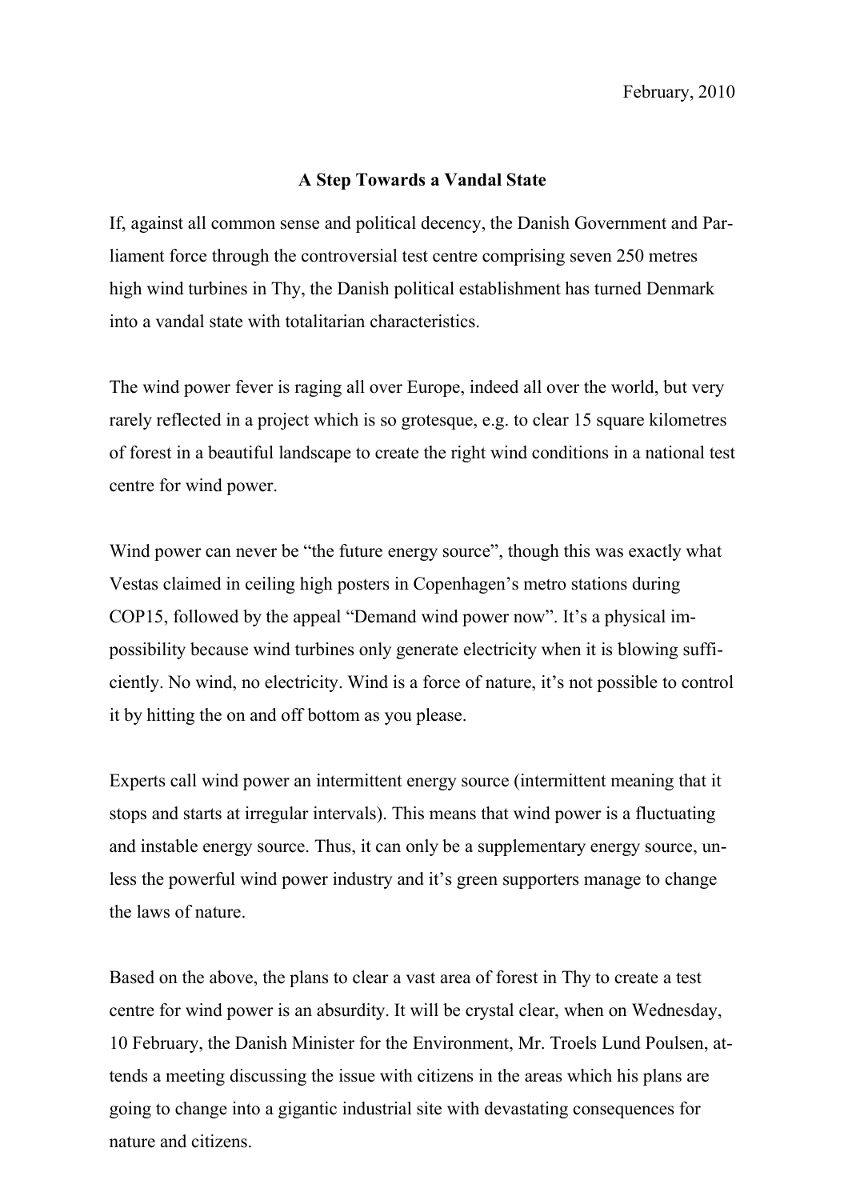February, 2010

# A Step Towards a Vandal State

If, against all common sense and political decency, the Danish Government and Parliament force through the controversial test centre comprising seven 250 metres high wind turbines in Thy, the Danish political establishment has turned Denmark into a vandal state with totalitarian characteristics.

The wind power fever is raging all over Europe, indeed all over the world, but very rarely reflected in a project which is so grotesque, e.g. to clear 15 square kilometres of forest in a beautiful landscape to create the right wind conditions in a national test centre for wind power.

Wind power can never be "the future energy source", though this was exactly what Vestas claimed in ceiling high posters in Copenhagen's metro stations during COP15, followed by the appeal "Demand wind power now". It's a physical impossibility because wind turbines only generate electricity when it is blowing sufficiently. No wind, no electricity. Wind is a force of nature, it's not possible to control it by hitting the on and off bottom as you please.

Experts call wind power an intermittent energy source (intermittent meaning that it stops and starts at irregular intervals). This means that wind power is a fluctuating and instable energy source. Thus, it can only be a supplementary energy source, unless the powerful wind power industry and it's green supporters manage to change the laws of nature.

Based on the above, the plans to clear a vast area of forest in Thy to create a test centre for wind power is an absurdity. It will be crystal clear, when on Wednesday, 10 February, the Danish Minister for the Environment, Mr. Troels Lund Poulsen, attends a meeting discussing the issue with citizens in the areas which his plans are going to change into a gigantic industrial site with devastating consequences for nature and citizens.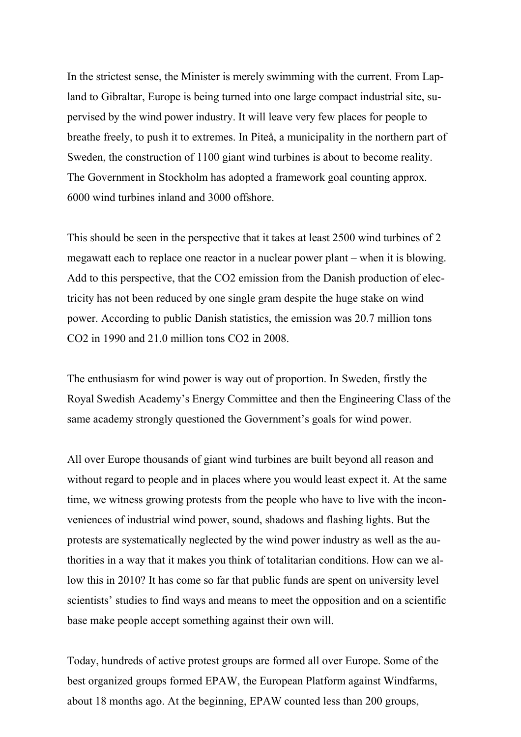In the strictest sense, the Minister is merely swimming with the current. From Lapland to Gibraltar, Europe is being turned into one large compact industrial site, supervised by the wind power industry. It will leave very few places for people to breathe freely, to push it to extremes. In Piteå, a municipality in the northern part of Sweden, the construction of 1100 giant wind turbines is about to become reality. The Government in Stockholm has adopted a framework goal counting approx. 6000 wind turbines inland and 3000 offshore.

This should be seen in the perspective that it takes at least 2500 wind turbines of 2 megawatt each to replace one reactor in a nuclear power plant – when it is blowing. Add to this perspective, that the $CO_2$ emission from the Danish production of electricity has not been reduced by one single gram despite the huge stake on wind power. According to public Danish statistics, the emission was 20.7 million tons $CO_2$ in 1990 and 21.0 million tons $CO_2$ in 2008.

The enthusiasm for wind power is way out of proportion. In Sweden, firstly the Royal Swedish Academy's Energy Committee and then the Engineering Class of the same academy strongly questioned the Government's goals for wind power.

All over Europe thousands of giant wind turbines are built beyond all reason and without regard to people and in places where you would least expect it. At the same time, we witness growing protests from the people who have to live with the inconveniences of industrial wind power, sound, shadows and flashing lights. But the protests are systematically neglected by the wind power industry as well as the authorities in a way that it makes you think of totalitarian conditions. How can we allow this in 2010? It has come so far that public funds are spent on university level scientists' studies to find ways and means to meet the opposition and on a scientific base make people accept something against their own will.

Today, hundreds of active protest groups are formed all over Europe. Some of the best organized groups formed EPAW, the European Platform against Windfarms, about 18 months ago. At the beginning, EPAW counted less than 200 groups,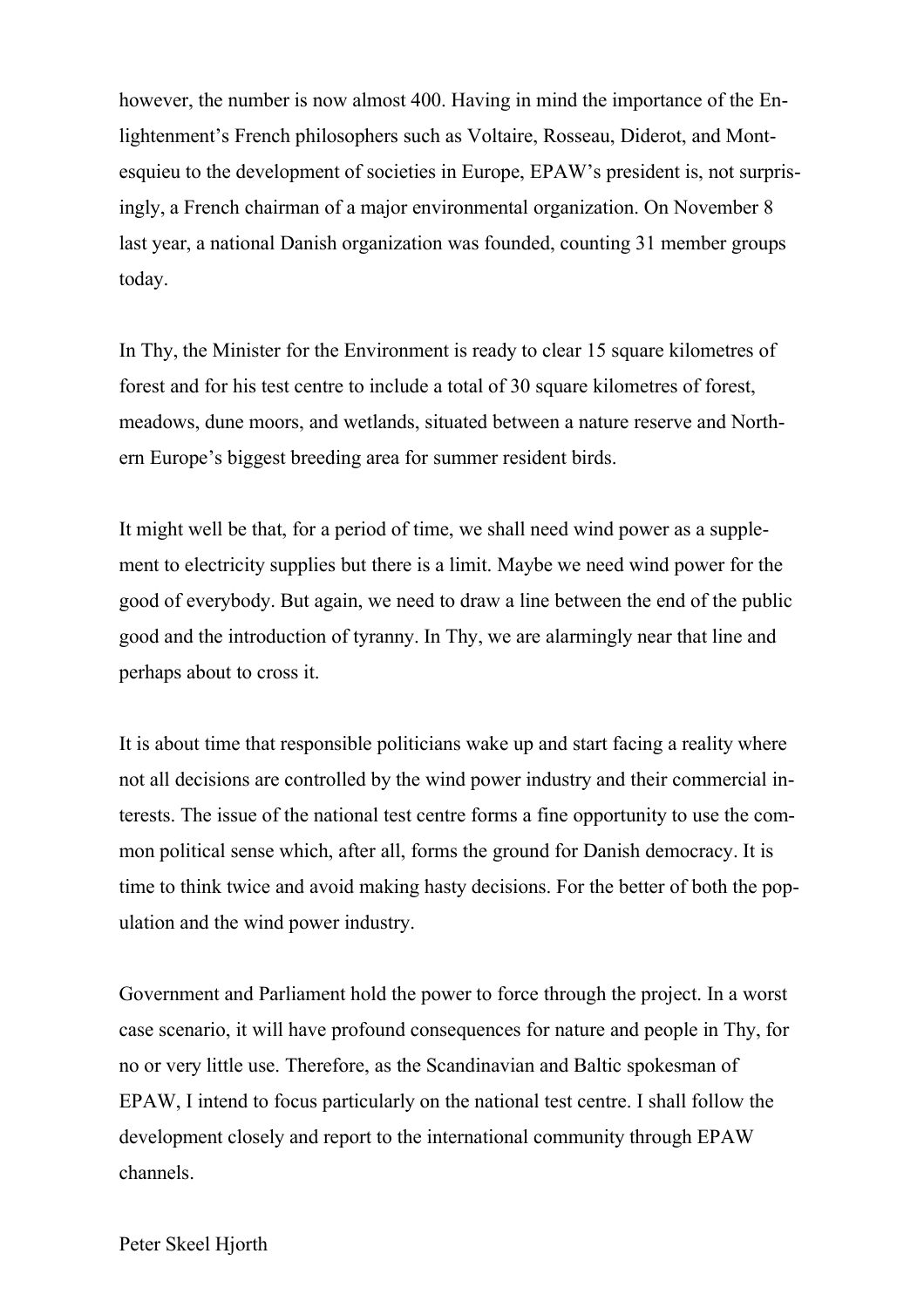however, the number is now almost 400. Having in mind the importance of the Enlightenment's French philosophers such as Voltaire, Rosseau, Diderot, and Montesquieu to the development of societies in Europe, EPAW's president is, not surprisingly, a French chairman of a major environmental organization. On November 8 last year, a national Danish organization was founded, counting 31 member groups today.

In Thy, the Minister for the Environment is ready to clear 15 square kilometres of forest and for his test centre to include a total of 30 square kilometres of forest, meadows, dune moors, and wetlands, situated between a nature reserve and Northern Europe's biggest breeding area for summer resident birds.

It might well be that, for a period of time, we shall need wind power as a supplement to electricity supplies but there is a limit. Maybe we need wind power for the good of everybody. But again, we need to draw a line between the end of the public good and the introduction of tyranny. In Thy, we are alarmingly near that line and perhaps about to cross it.

It is about time that responsible politicians wake up and start facing a reality where not all decisions are controlled by the wind power industry and their commercial interests. The issue of the national test centre forms a fine opportunity to use the common political sense which, after all, forms the ground for Danish democracy. It is time to think twice and avoid making hasty decisions. For the better of both the population and the wind power industry.

Government and Parliament hold the power to force through the project. In a worst case scenario, it will have profound consequences for nature and people in Thy, for no or very little use. Therefore, as the Scandinavian and Baltic spokesman of EPAW, I intend to focus particularly on the national test centre. I shall follow the development closely and report to the international community through EPAW channels.

Peter Skeel Hjorth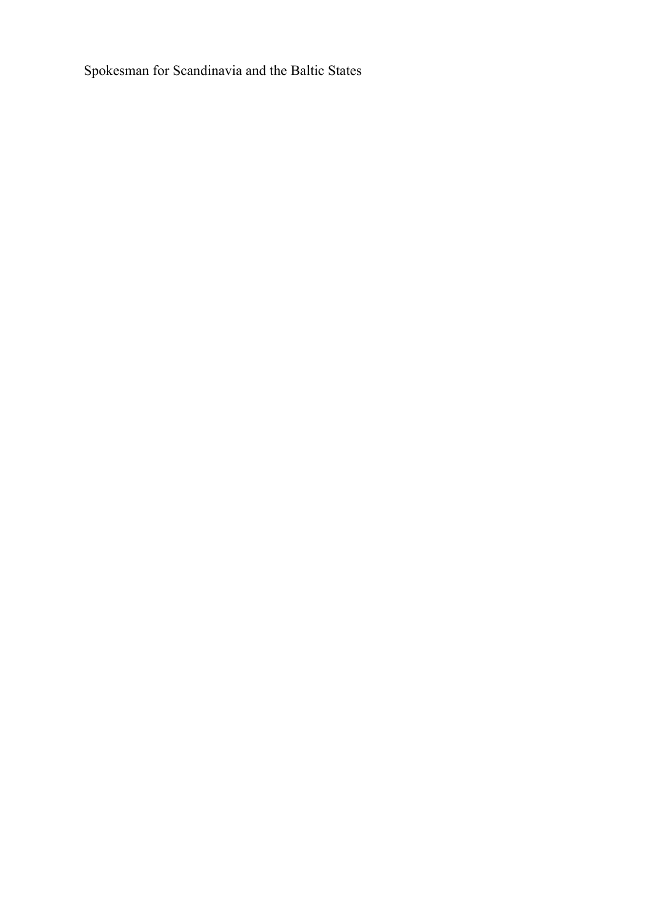Spokesman for Scandinavia and the Baltic States